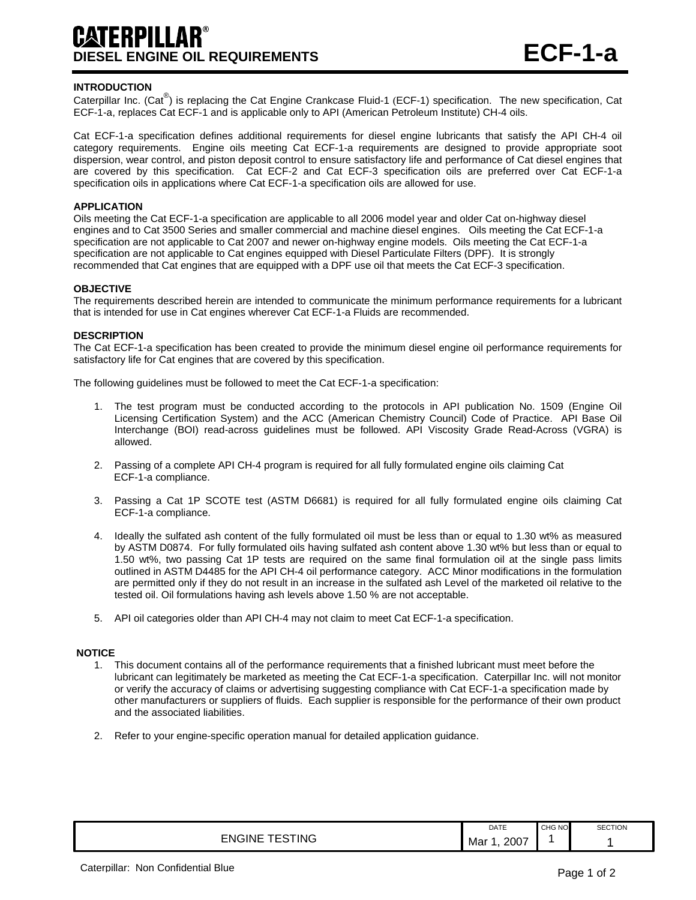# CATERPILLAR®

## DIESEL ENGINE OIL REQUIREMENTS

# ECF-1-a

### INTRODUCTION

Caterpillar Inc. (Cat®) is replacing the Cat Engine Crankcase Fluid-1 (ECF-1) specification. The new specification, Cat ECF-1-a, replaces Cat ECF-1 and is applicable only to API (American Petroleum Institute) CH-4 oils.

Cat ECF-1-a specification defines additional requirements for diesel engine lubricants that satisfy the API CH-4 oil category requirements. Engine oils meeting Cat ECF-1-a requirements are designed to provide appropriate soot dispersion, wear control, and piston deposit control to ensure satisfactory life and performance of Cat diesel engines that are covered by this specification. Cat ECF-2 and Cat ECF-3 specification oils are preferred over Cat ECF-1-a specification oils in applications where Cat ECF-1-a specification oils are allowed for use.

### APPLICATION

Oils meeting the Cat ECF-1-a specification are applicable to all 2006 model year and older Cat on-highway diesel engines and to Cat 3500 Series and smaller commercial and machine diesel engines. Oils meeting the Cat ECF-1-a specification are not applicable to Cat 2007 and newer on-highway engine models. Oils meeting the Cat ECF-1-a specification are not applicable to Cat engines equipped with Diesel Particulate Filters (DPF). It is strongly recommended that Cat engines that are equipped with a DPF use oil that meets the Cat ECF-3 specification.

### OBJECTIVE

The requirements described herein are intended to communicate the minimum performance requirements for a lubricant that is intended for use in Cat engines wherever Cat ECF-1-a Fluids are recommended.

### DESCRIPTION

The Cat ECF-1-a specification has been created to provide the minimum diesel engine oil performance requirements for satisfactory life for Cat engines that are covered by this specification.

The following guidelines must be followed to meet the Cat ECF-1-a specification:

1. The test program must be conducted according to the protocols in API publication No. 1509 (Engine Oil Licensing Certification System) and the ACC (American Chemistry Council) Code of Practice. API Base Oil Interchange (BOI) read-across guidelines must be followed. API Viscosity Grade Read-Across (VGRA) is allowed.

2. Passing of a complete API CH-4 program is required for all fully formulated engine oils claiming Cat ECF-1-a compliance.

3. Passing a Cat 1P SCOTE test (ASTM D6681) is required for all fully formulated engine oils claiming Cat ECF-1-a compliance.

4. Ideally the sulfated ash content of the fully formulated oil must be less than or equal to 1.30 wt% as measured by ASTM D0874. For fully formulated oils having sulfated ash content above 1.30 wt% but less than or equal to 1.50 wt%, two passing Cat 1P tests are required on the same final formulation oil at the single pass limits outlined in ASTM D4485 for the API CH-4 oil performance category. ACC Minor modifications in the formulation are permitted only if they do not result in an increase in the sulfated ash Level of the marketed oil relative to the tested oil. Oil formulations having ash levels above 1.50 % are not acceptable.

5. API oil categories older than API CH-4 may not claim to meet Cat ECF-1-a specification.

### NOTICE

1. This document contains all of the performance requirements that a finished lubricant must meet before the lubricant can legitimately be marketed as meeting the Cat ECF-1-a specification. Caterpillar Inc. will not monitor or verify the accuracy of claims or advertising suggesting compliance with Cat ECF-1-a specification made by other manufacturers or suppliers of fluids. Each supplier is responsible for the performance of their own product and the associated liabilities.

2. Refer to your engine-specific operation manual for detailed application guidance.

| | DATE | CHG NO | SECTION |
|---|---|---|---|
| ENGINE TESTING | Mar 1, 2007 | 1 | 1 |

Caterpillar: Non Confidential Blue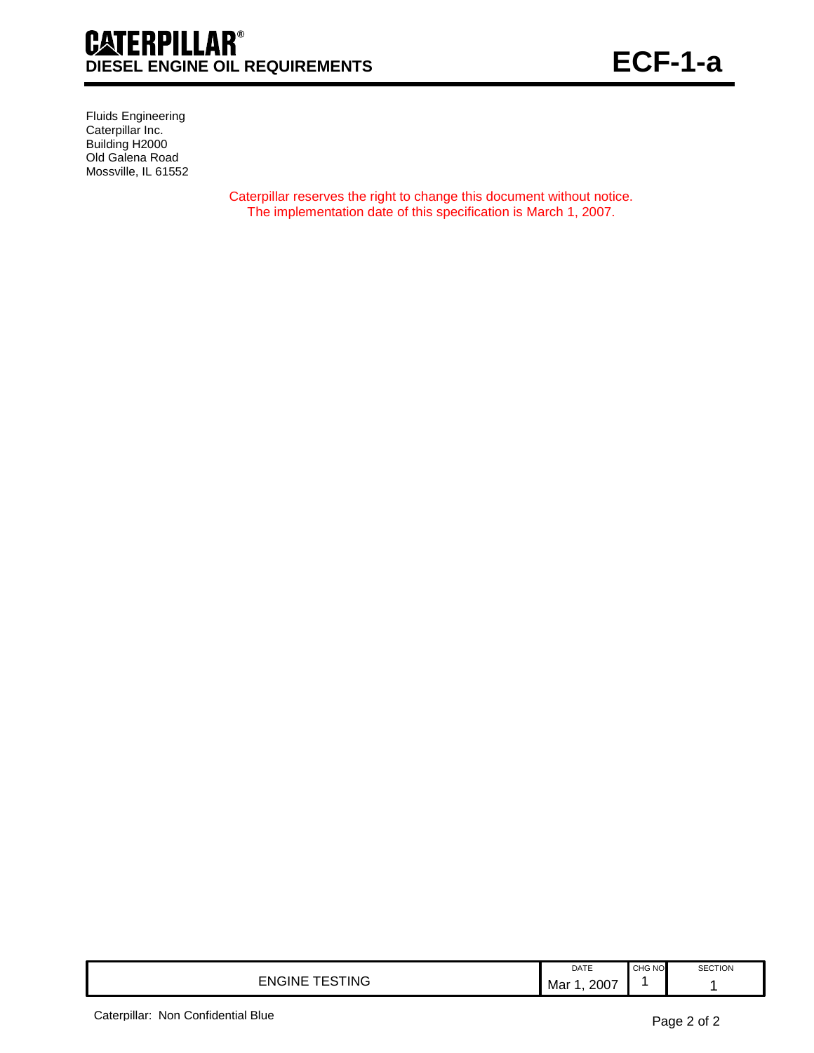Fluids Engineering
Caterpillar Inc.
Building H2000
Old Galena Road
Mossville, IL 61552

Caterpillar reserves the right to change this document without notice.
The implementation date of this specification is March 1, 2007.